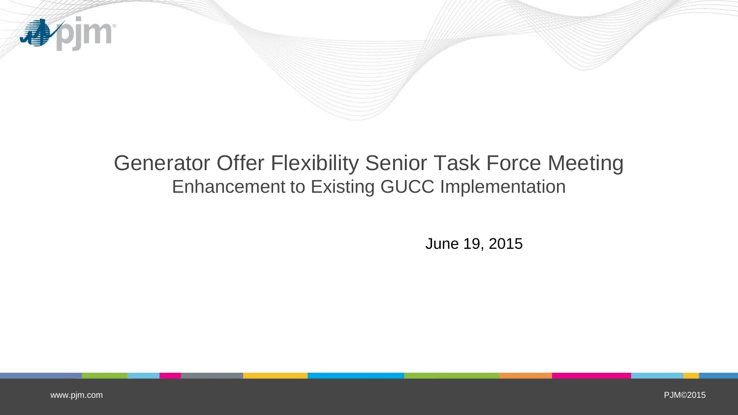# Generator Offer Flexibility Senior Task Force Meeting

## Enhancement to Existing GUCC Implementation

June 19, 2015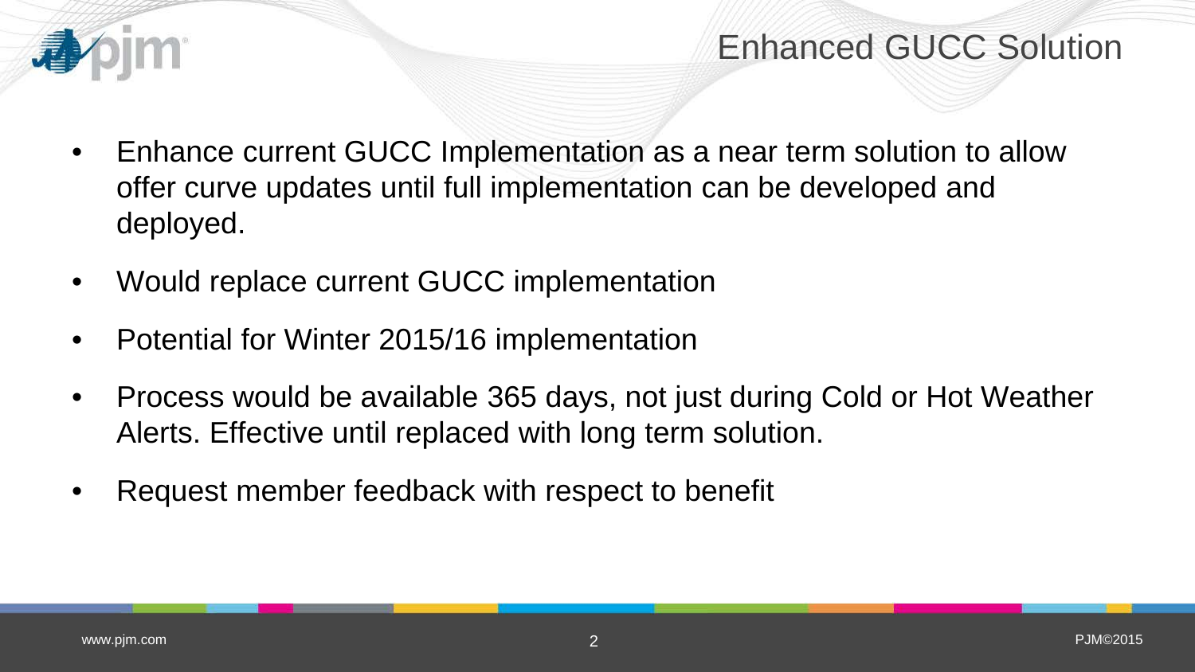# Enhanced GUCC Solution

- Enhance current GUCC Implementation as a near term solution to allow offer curve updates until full implementation can be developed and deployed.
- Would replace current GUCC implementation
- Potential for Winter 2015/16 implementation
- Process would be available 365 days, not just during Cold or Hot Weather Alerts. Effective until replaced with long term solution.
- Request member feedback with respect to benefit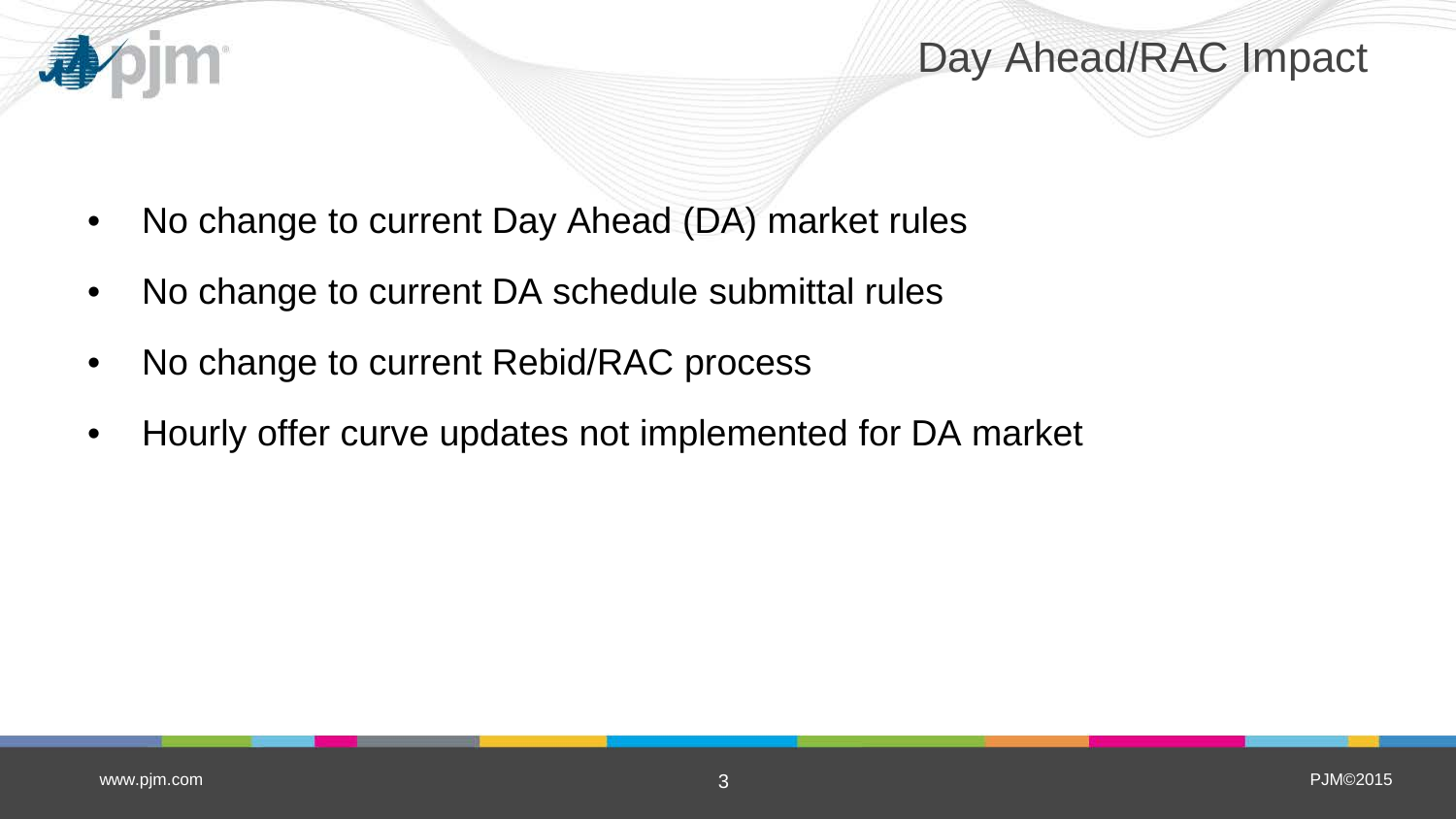# Day Ahead/RAC Impact

- No change to current Day Ahead (DA) market rules
- No change to current DA schedule submittal rules
- No change to current Rebid/RAC process
- Hourly offer curve updates not implemented for DA market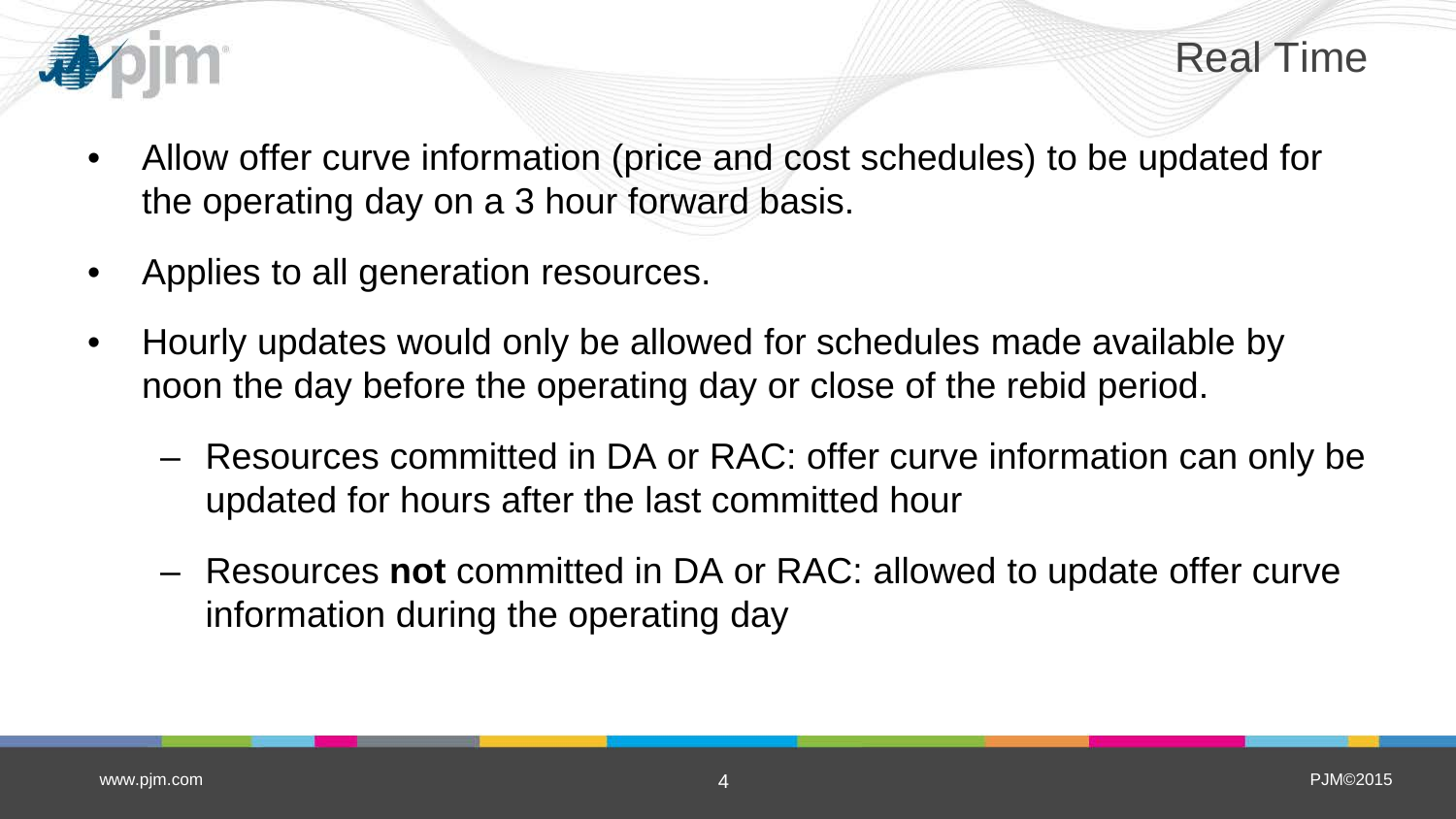# Real Time

- Allow offer curve information (price and cost schedules) to be updated for the operating day on a 3 hour forward basis.
- Applies to all generation resources.
- Hourly updates would only be allowed for schedules made available by noon the day before the operating day or close of the rebid period.
  - Resources committed in DA or RAC: offer curve information can only be updated for hours after the last committed hour
  - Resources **not** committed in DA or RAC: allowed to update offer curve information during the operating day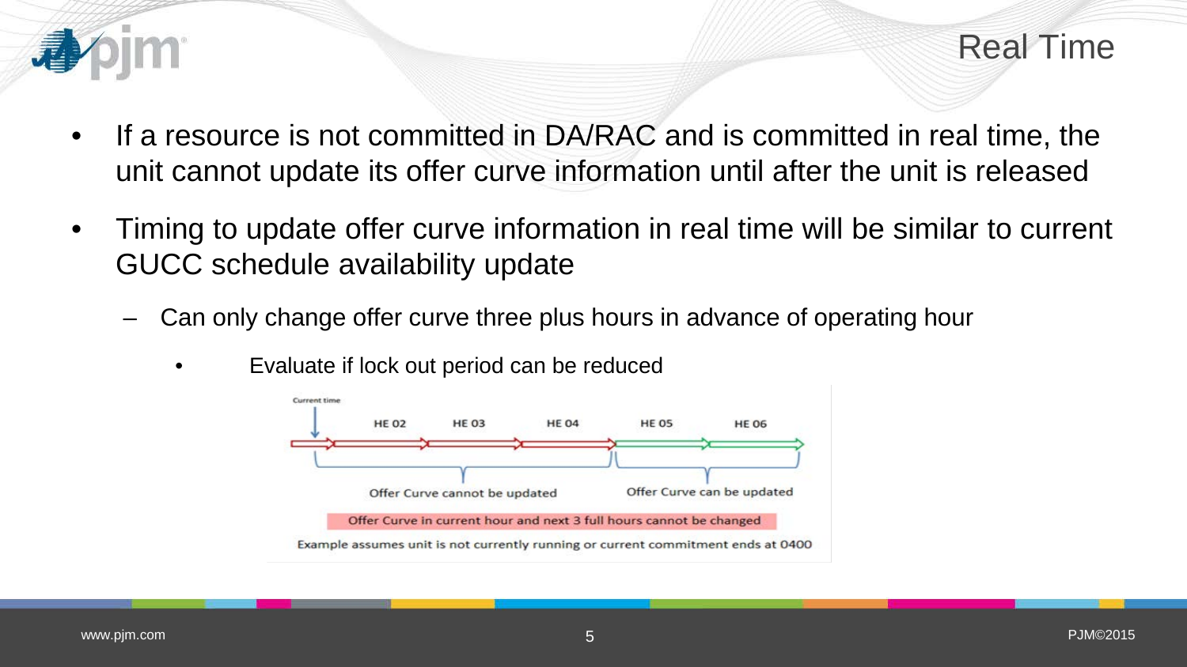# Real Time

- If a resource is not committed in DA/RAC and is committed in real time, the unit cannot update its offer curve information until after the unit is released
- Timing to update offer curve information in real time will be similar to current GUCC schedule availability update
  - Can only change offer curve three plus hours in advance of operating hour
    - Evaluate if lock out period can be reduced

Current time

HE 02 HE 03 HE 04 HE 05 HE 06

Offer Curve cannot be updated

Offer Curve can be updated

Offer Curve in current hour and next 3 full hours cannot be changed

Example assumes unit is not currently running or current commitment ends at 0400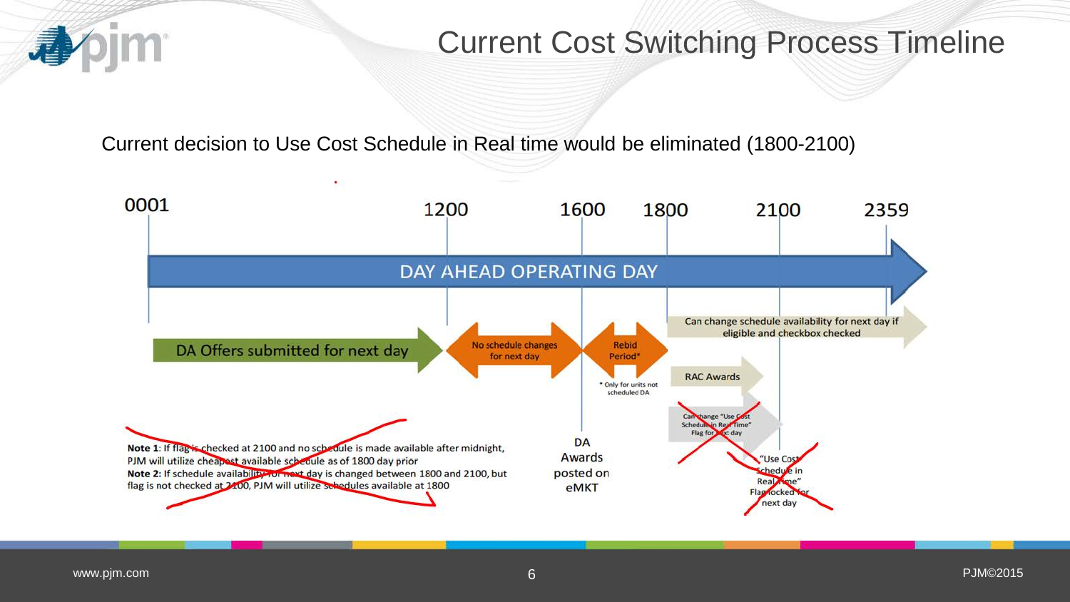# Current Cost Switching Process Timeline

Current decision to Use Cost Schedule in Real time would be eliminated (1800-2100)

0001 | 1200 | 1600 | 1800 | 2100 | 2359

DAY AHEAD OPERATING DAY

- DA Offers submitted for next day (0001–1200)
- No schedule changes for next day (1200–1600)
- Rebid Period* (1600–1800)
  - \* Only for units not scheduled DA
- DA Awards posted on eMKT (1600)
- Can change schedule availability for next day if eligible and checkbox checked (1800–2359)
- RAC Awards (1800)
- ~~Can change "Use Cost Schedule in Real Time" Flag for next day~~ (1800–2100)
- ~~"Use Cost Schedule in Real Time" Flag locked for next day~~ (2100)

~~**Note 1**: If flag is checked at 2100 and no schedule is made available after midnight, PJM will utilize cheapest available schedule as of 1800 day prior~~

~~**Note 2**: If schedule availability for next day is changed between 1800 and 2100, but flag is not checked at 2100, PJM will utilize schedules available at 1800~~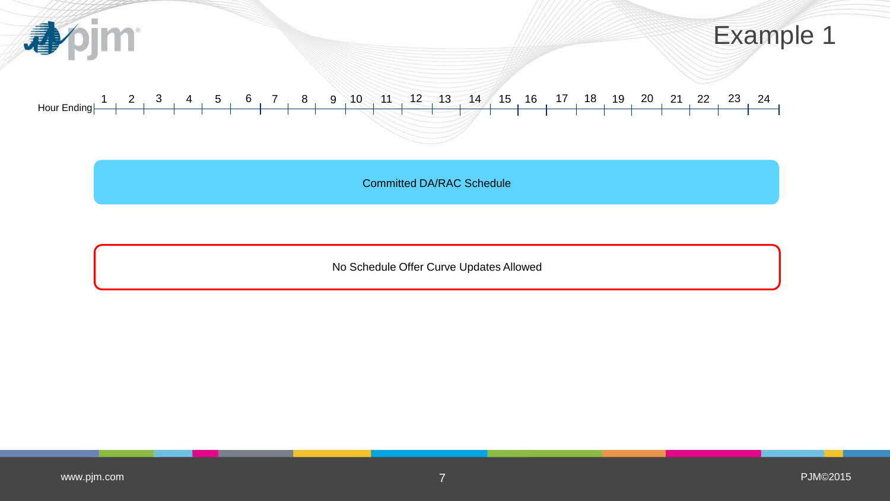# Example 1

Hour Ending: 1 2 3 4 5 6 7 8 9 10 11 12 13 14 15 16 17 18 19 20 21 22 23 24

Committed DA/RAC Schedule

No Schedule Offer Curve Updates Allowed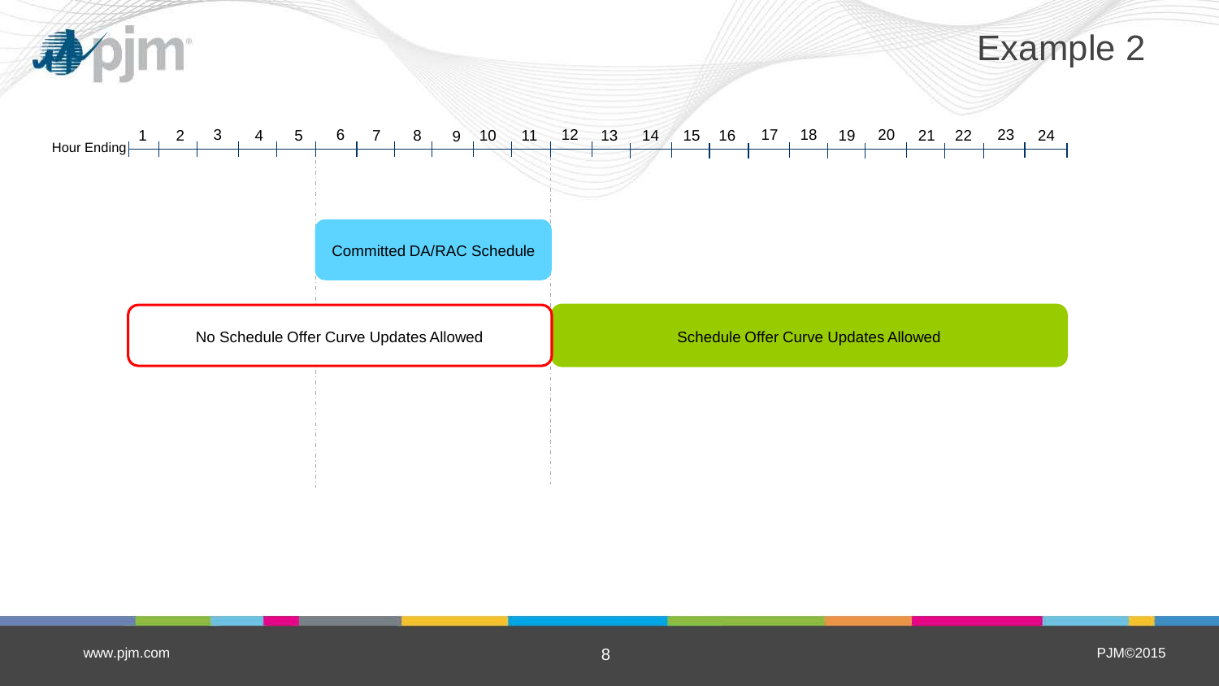# Example 2

Hour Ending: 1 2 3 4 5 6 7 8 9 10 11 12 13 14 15 16 17 18 19 20 21 22 23 24

Committed DA/RAC Schedule

No Schedule Offer Curve Updates Allowed

Schedule Offer Curve Updates Allowed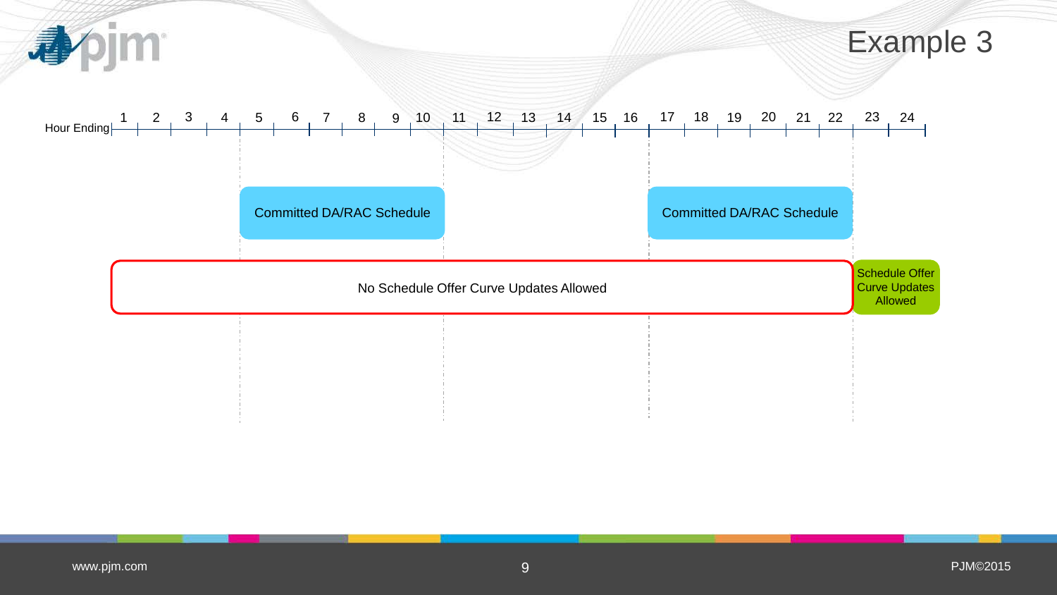# Example 3

Hour Ending 1 2 3 4 5 6 7 8 9 10 11 12 13 14 15 16 17 18 19 20 21 22 23 24

Committed DA/RAC Schedule

Committed DA/RAC Schedule

No Schedule Offer Curve Updates Allowed

Schedule Offer Curve Updates Allowed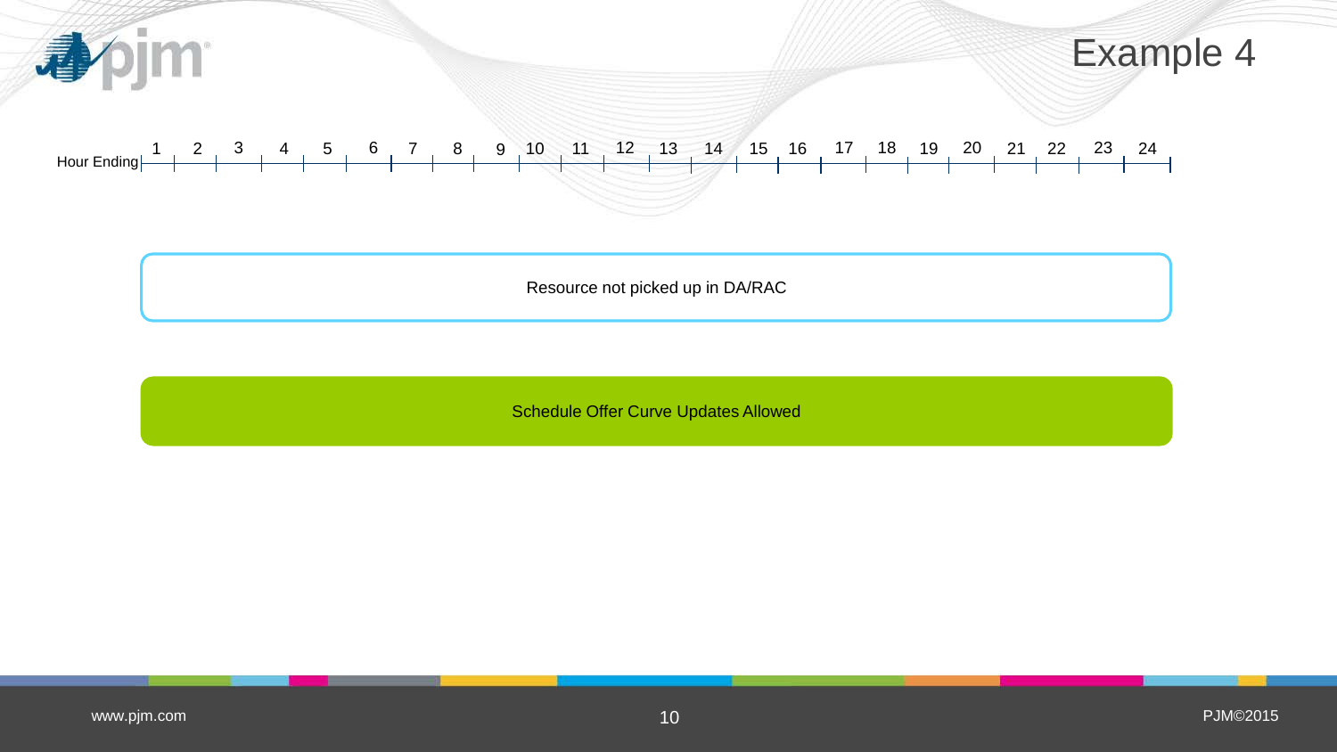# Example 4

Hour Ending | 1 | 2 | 3 | 4 | 5 | 6 | 7 | 8 | 9 | 10 | 11 | 12 | 13 | 14 | 15 | 16 | 17 | 18 | 19 | 20 | 21 | 22 | 23 | 24

Resource not picked up in DA/RAC

Schedule Offer Curve Updates Allowed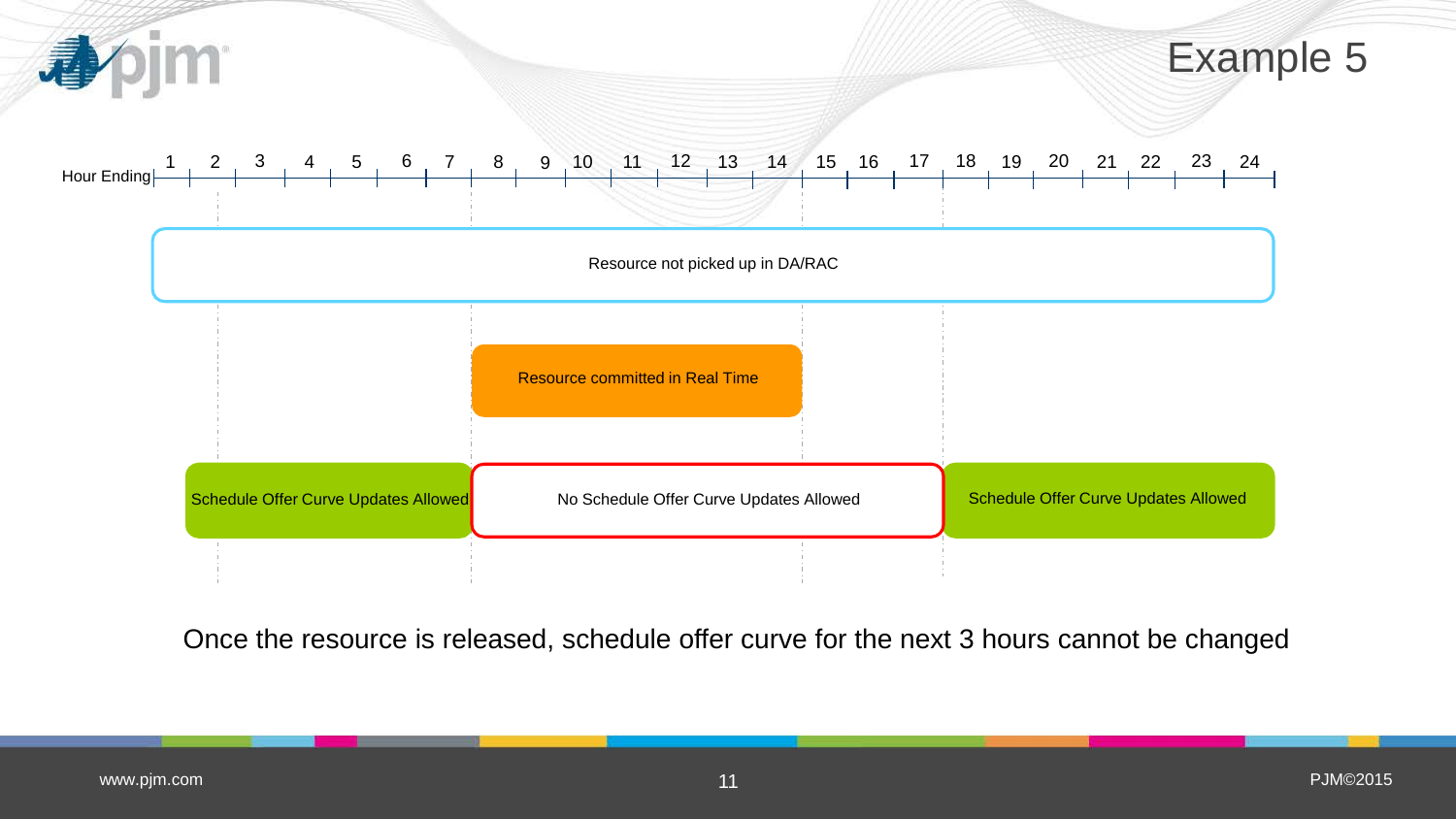# Example 5

Hour Ending: 1 2 3 4 5 6 7 8 9 10 11 12 13 14 15 16 17 18 19 20 21 22 23 24

Resource not picked up in DA/RAC

Resource committed in Real Time

Schedule Offer Curve Updates Allowed | No Schedule Offer Curve Updates Allowed | Schedule Offer Curve Updates Allowed

Once the resource is released, schedule offer curve for the next 3 hours cannot be changed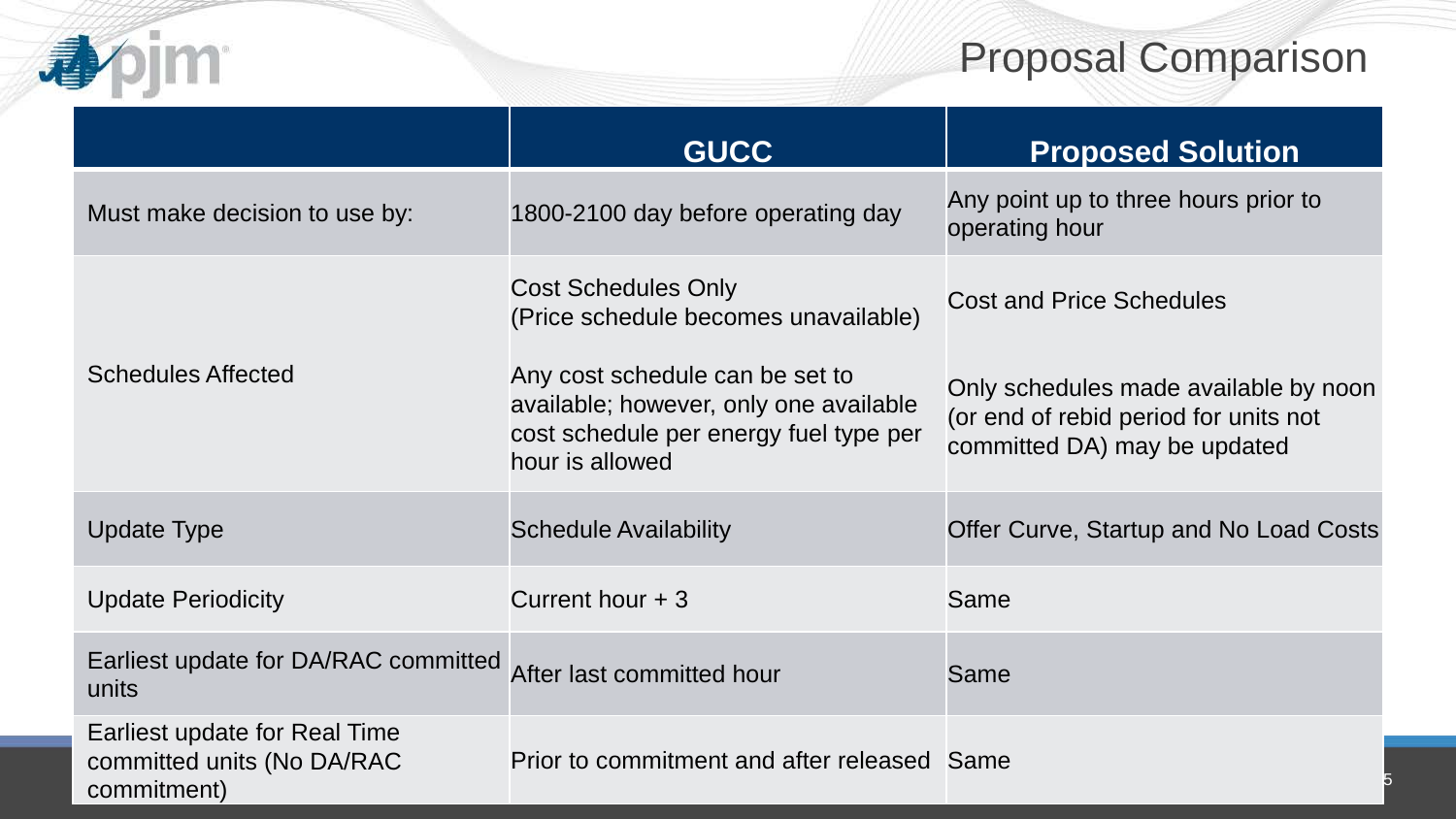# Proposal Comparison

| | GUCC | Proposed Solution |
|---|---|---|
| Must make decision to use by: | 1800-2100 day before operating day | Any point up to three hours prior to operating hour |
| Schedules Affected | Cost Schedules Only (Price schedule becomes unavailable)<br><br>Any cost schedule can be set to available; however, only one available cost schedule per energy fuel type per hour is allowed | Cost and Price Schedules<br><br>Only schedules made available by noon (or end of rebid period for units not committed DA) may be updated |
| Update Type | Schedule Availability | Offer Curve, Startup and No Load Costs |
| Update Periodicity | Current hour + 3 | Same |
| Earliest update for DA/RAC committed units | After last committed hour | Same |
| Earliest update for Real Time committed units (No DA/RAC commitment) | Prior to commitment and after released | Same |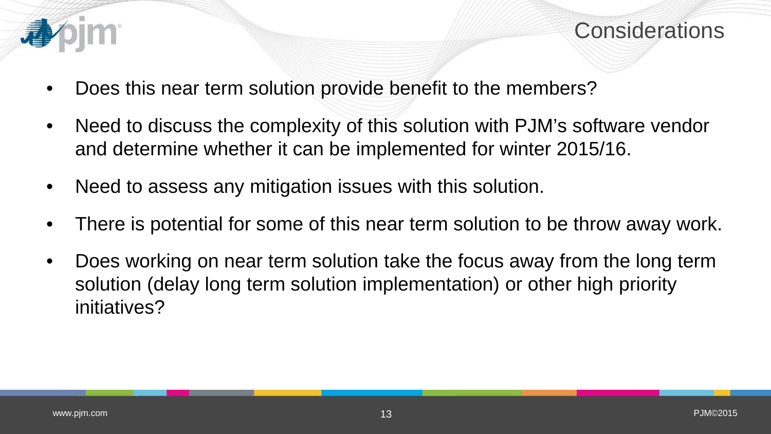# Considerations

- Does this near term solution provide benefit to the members?
- Need to discuss the complexity of this solution with PJM's software vendor and determine whether it can be implemented for winter 2015/16.
- Need to assess any mitigation issues with this solution.
- There is potential for some of this near term solution to be throw away work.
- Does working on near term solution take the focus away from the long term solution (delay long term solution implementation) or other high priority initiatives?